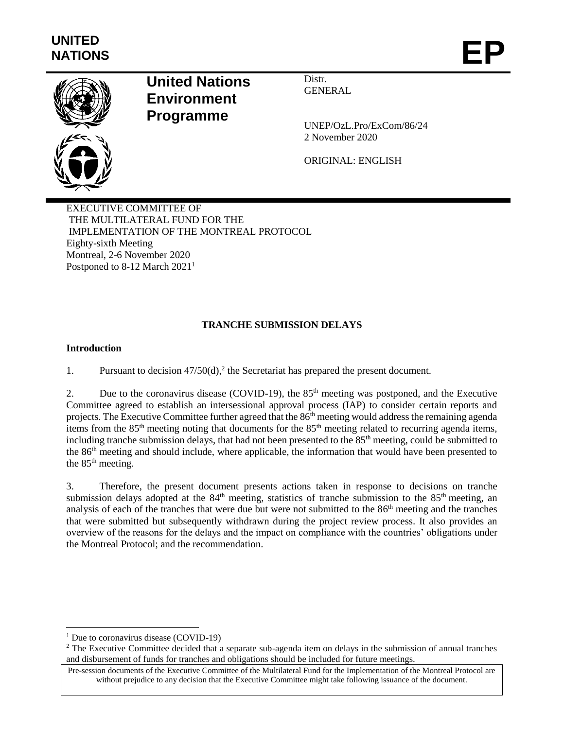UNITED NATIONS

# EP

**United Nations Environment Programme**

Distr.
GENERAL

UNEP/OzL.Pro/ExCom/86/24
2 November 2020

ORIGINAL: ENGLISH

EXECUTIVE COMMITTEE OF
THE MULTILATERAL FUND FOR THE
IMPLEMENTATION OF THE MONTREAL PROTOCOL
Eighty-sixth Meeting
Montreal, 2-6 November 2020
Postponed to 8-12 March 2021[1]

## TRANCHE SUBMISSION DELAYS

### Introduction

1. Pursuant to decision 47/50(d),[2] the Secretariat has prepared the present document.

2. Due to the coronavirus disease (COVID-19), the 85th meeting was postponed, and the Executive Committee agreed to establish an intersessional approval process (IAP) to consider certain reports and projects. The Executive Committee further agreed that the 86th meeting would address the remaining agenda items from the 85th meeting noting that documents for the 85th meeting related to recurring agenda items, including tranche submission delays, that had not been presented to the 85th meeting, could be submitted to the 86th meeting and should include, where applicable, the information that would have been presented to the 85th meeting.

3. Therefore, the present document presents actions taken in response to decisions on tranche submission delays adopted at the 84th meeting, statistics of tranche submission to the 85th meeting, an analysis of each of the tranches that were due but were not submitted to the 86th meeting and the tranches that were submitted but subsequently withdrawn during the project review process. It also provides an overview of the reasons for the delays and the impact on compliance with the countries' obligations under the Montreal Protocol; and the recommendation.

[1] Due to coronavirus disease (COVID-19)

[2] The Executive Committee decided that a separate sub-agenda item on delays in the submission of annual tranches and disbursement of funds for tranches and obligations should be included for future meetings.

Pre-session documents of the Executive Committee of the Multilateral Fund for the Implementation of the Montreal Protocol are without prejudice to any decision that the Executive Committee might take following issuance of the document.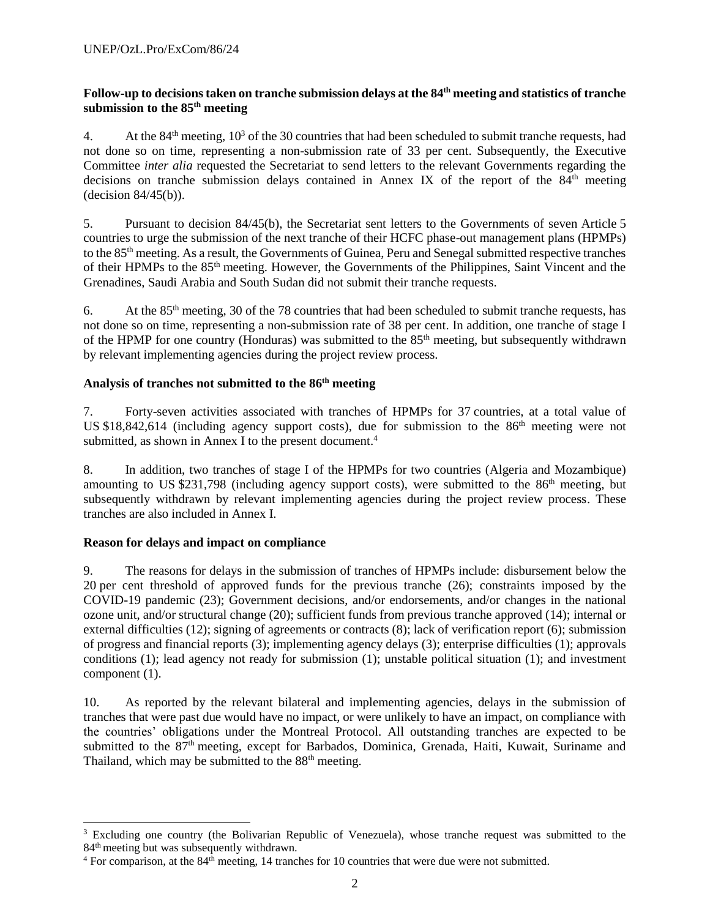**Follow-up to decisions taken on tranche submission delays at the 84th meeting and statistics of tranche submission to the 85th meeting**

4. At the 84th meeting, 10[3] of the 30 countries that had been scheduled to submit tranche requests, had not done so on time, representing a non-submission rate of 33 per cent. Subsequently, the Executive Committee *inter alia* requested the Secretariat to send letters to the relevant Governments regarding the decisions on tranche submission delays contained in Annex IX of the report of the 84th meeting (decision 84/45(b)).

5. Pursuant to decision 84/45(b), the Secretariat sent letters to the Governments of seven Article 5 countries to urge the submission of the next tranche of their HCFC phase-out management plans (HPMPs) to the 85th meeting. As a result, the Governments of Guinea, Peru and Senegal submitted respective tranches of their HPMPs to the 85th meeting. However, the Governments of the Philippines, Saint Vincent and the Grenadines, Saudi Arabia and South Sudan did not submit their tranche requests.

6. At the 85th meeting, 30 of the 78 countries that had been scheduled to submit tranche requests, has not done so on time, representing a non-submission rate of 38 per cent. In addition, one tranche of stage I of the HPMP for one country (Honduras) was submitted to the 85th meeting, but subsequently withdrawn by relevant implementing agencies during the project review process.

**Analysis of tranches not submitted to the 86th meeting**

7. Forty-seven activities associated with tranches of HPMPs for 37 countries, at a total value of US $18,842,614 (including agency support costs), due for submission to the 86th meeting were not submitted, as shown in Annex I to the present document.[4]

8. In addition, two tranches of stage I of the HPMPs for two countries (Algeria and Mozambique) amounting to US $231,798 (including agency support costs), were submitted to the 86th meeting, but subsequently withdrawn by relevant implementing agencies during the project review process. These tranches are also included in Annex I.

**Reason for delays and impact on compliance**

9. The reasons for delays in the submission of tranches of HPMPs include: disbursement below the 20 per cent threshold of approved funds for the previous tranche (26); constraints imposed by the COVID-19 pandemic (23); Government decisions, and/or endorsements, and/or changes in the national ozone unit, and/or structural change (20); sufficient funds from previous tranche approved (14); internal or external difficulties (12); signing of agreements or contracts (8); lack of verification report (6); submission of progress and financial reports (3); implementing agency delays (3); enterprise difficulties (1); approvals conditions (1); lead agency not ready for submission (1); unstable political situation (1); and investment component (1).

10. As reported by the relevant bilateral and implementing agencies, delays in the submission of tranches that were past due would have no impact, or were unlikely to have an impact, on compliance with the countries' obligations under the Montreal Protocol. All outstanding tranches are expected to be submitted to the 87th meeting, except for Barbados, Dominica, Grenada, Haiti, Kuwait, Suriname and Thailand, which may be submitted to the 88th meeting.

---

[3] Excluding one country (the Bolivarian Republic of Venezuela), whose tranche request was submitted to the 84th meeting but was subsequently withdrawn.

[4] For comparison, at the 84th meeting, 14 tranches for 10 countries that were due were not submitted.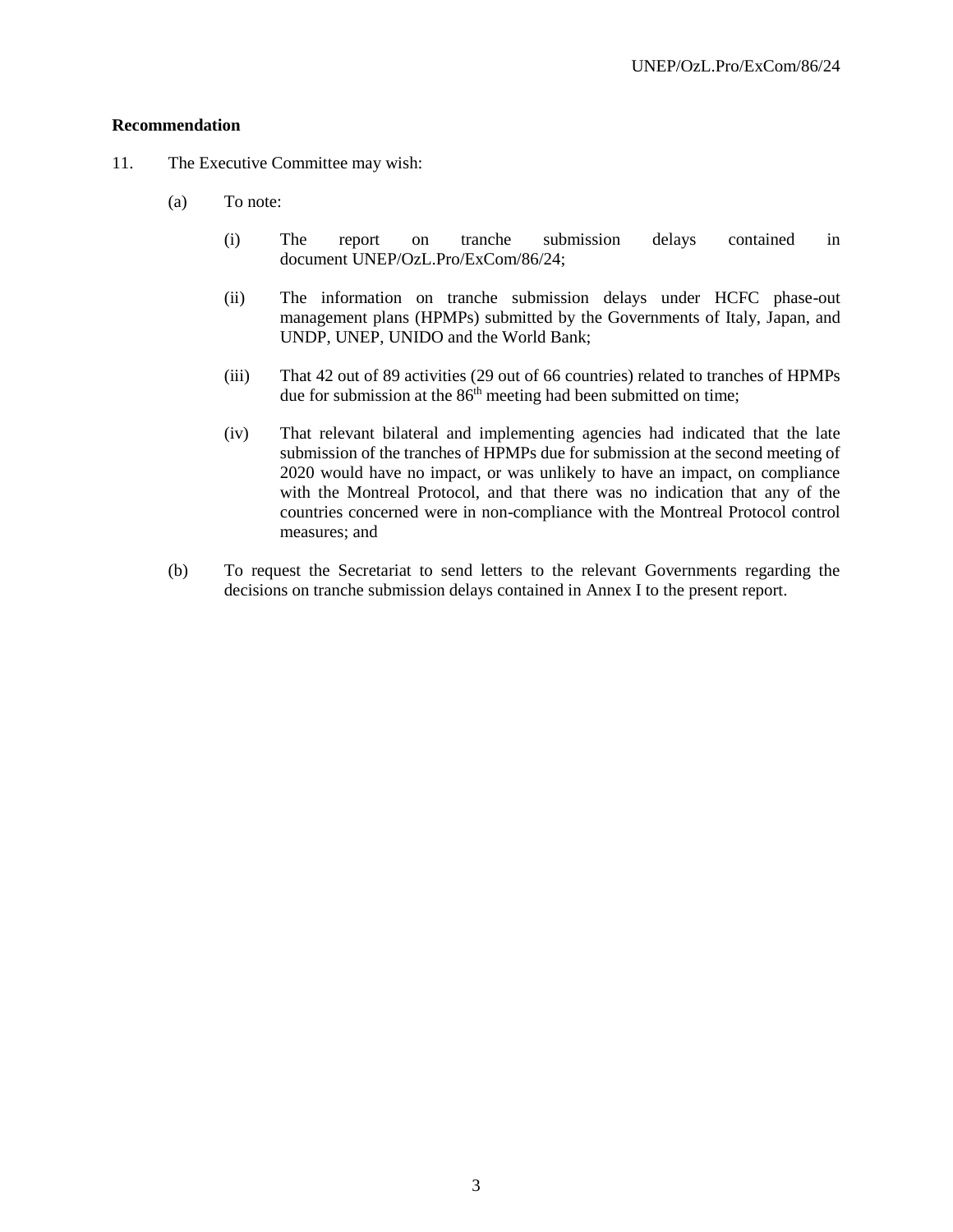**Recommendation**

11. The Executive Committee may wish:

(a) To note:

(i) The report on tranche submission delays contained in document UNEP/OzL.Pro/ExCom/86/24;

(ii) The information on tranche submission delays under HCFC phase-out management plans (HPMPs) submitted by the Governments of Italy, Japan, and UNDP, UNEP, UNIDO and the World Bank;

(iii) That 42 out of 89 activities (29 out of 66 countries) related to tranches of HPMPs due for submission at the 86th meeting had been submitted on time;

(iv) That relevant bilateral and implementing agencies had indicated that the late submission of the tranches of HPMPs due for submission at the second meeting of 2020 would have no impact, or was unlikely to have an impact, on compliance with the Montreal Protocol, and that there was no indication that any of the countries concerned were in non-compliance with the Montreal Protocol control measures; and

(b) To request the Secretariat to send letters to the relevant Governments regarding the decisions on tranche submission delays contained in Annex I to the present report.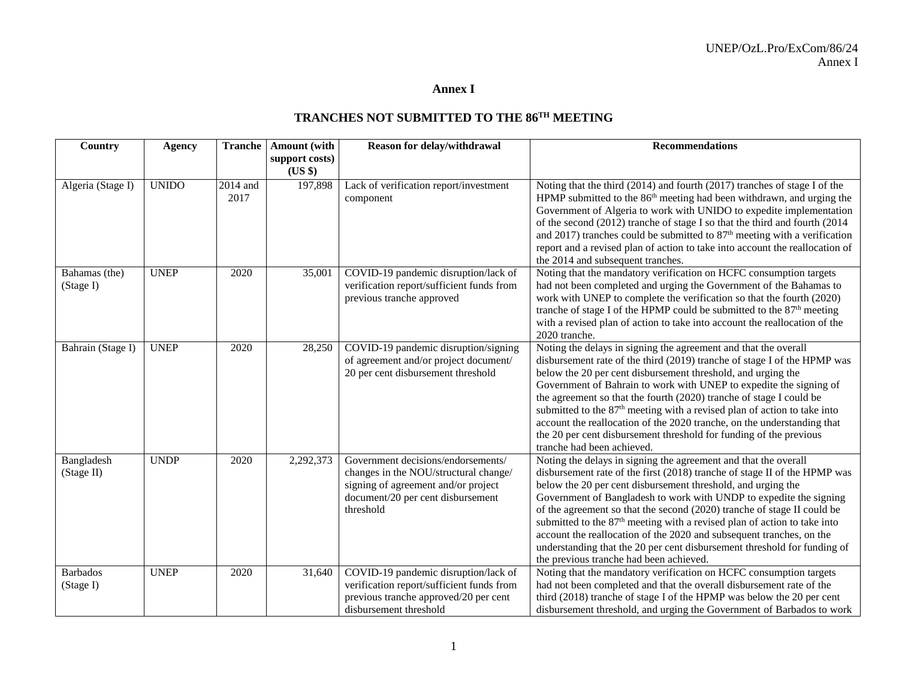# Annex I

## TRANCHES NOT SUBMITTED TO THE 86TH MEETING

| Country | Agency | Tranche | Amount (with support costs) (US $) | Reason for delay/withdrawal | Recommendations |
|---|---|---|---|---|---|
| Algeria (Stage I) | UNIDO | 2014 and 2017 | 197,898 | Lack of verification report/investment component | Noting that the third (2014) and fourth (2017) tranches of stage I of the HPMP submitted to the 86th meeting had been withdrawn, and urging the Government of Algeria to work with UNIDO to expedite implementation of the second (2012) tranche of stage I so that the third and fourth (2014 and 2017) tranches could be submitted to 87th meeting with a verification report and a revised plan of action to take into account the reallocation of the 2014 and subsequent tranches. |
| Bahamas (the) (Stage I) | UNEP | 2020 | 35,001 | COVID-19 pandemic disruption/lack of verification report/sufficient funds from previous tranche approved | Noting that the mandatory verification on HCFC consumption targets had not been completed and urging the Government of the Bahamas to work with UNEP to complete the verification so that the fourth (2020) tranche of stage I of the HPMP could be submitted to the 87th meeting with a revised plan of action to take into account the reallocation of the 2020 tranche. |
| Bahrain (Stage I) | UNEP | 2020 | 28,250 | COVID-19 pandemic disruption/signing of agreement and/or project document/ 20 per cent disbursement threshold | Noting the delays in signing the agreement and that the overall disbursement rate of the third (2019) tranche of stage I of the HPMP was below the 20 per cent disbursement threshold, and urging the Government of Bahrain to work with UNEP to expedite the signing of the agreement so that the fourth (2020) tranche of stage I could be submitted to the 87th meeting with a revised plan of action to take into account the reallocation of the 2020 tranche, on the understanding that the 20 per cent disbursement threshold for funding of the previous tranche had been achieved. |
| Bangladesh (Stage II) | UNDP | 2020 | 2,292,373 | Government decisions/endorsements/ changes in the NOU/structural change/ signing of agreement and/or project document/20 per cent disbursement threshold | Noting the delays in signing the agreement and that the overall disbursement rate of the first (2018) tranche of stage II of the HPMP was below the 20 per cent disbursement threshold, and urging the Government of Bangladesh to work with UNDP to expedite the signing of the agreement so that the second (2020) tranche of stage II could be submitted to the 87th meeting with a revised plan of action to take into account the reallocation of the 2020 and subsequent tranches, on the understanding that the 20 per cent disbursement threshold for funding of the previous tranche had been achieved. |
| Barbados (Stage I) | UNEP | 2020 | 31,640 | COVID-19 pandemic disruption/lack of verification report/sufficient funds from previous tranche approved/20 per cent disbursement threshold | Noting that the mandatory verification on HCFC consumption targets had not been completed and that the overall disbursement rate of the third (2018) tranche of stage I of the HPMP was below the 20 per cent disbursement threshold, and urging the Government of Barbados to work |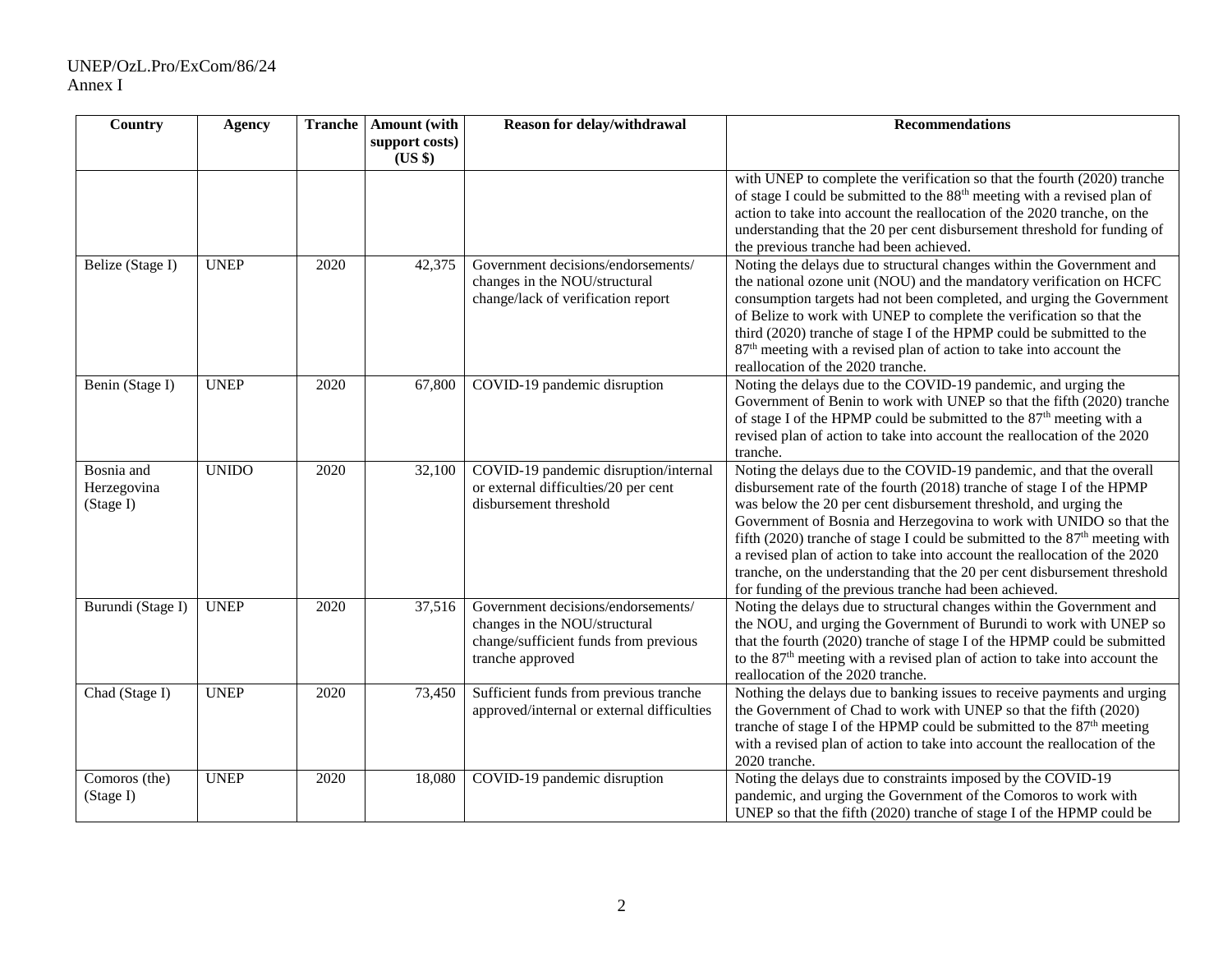| Country | Agency | Tranche | Amount (with support costs) (US $) | Reason for delay/withdrawal | Recommendations |
|---|---|---|---|---|---|
| | | | | | with UNEP to complete the verification so that the fourth (2020) tranche of stage I could be submitted to the 88th meeting with a revised plan of action to take into account the reallocation of the 2020 tranche, on the understanding that the 20 per cent disbursement threshold for funding of the previous tranche had been achieved. |
| Belize (Stage I) | UNEP | 2020 | 42,375 | Government decisions/endorsements/ changes in the NOU/structural change/lack of verification report | Noting the delays due to structural changes within the Government and the national ozone unit (NOU) and the mandatory verification on HCFC consumption targets had not been completed, and urging the Government of Belize to work with UNEP to complete the verification so that the third (2020) tranche of stage I of the HPMP could be submitted to the 87th meeting with a revised plan of action to take into account the reallocation of the 2020 tranche. |
| Benin (Stage I) | UNEP | 2020 | 67,800 | COVID-19 pandemic disruption | Noting the delays due to the COVID-19 pandemic, and urging the Government of Benin to work with UNEP so that the fifth (2020) tranche of stage I of the HPMP could be submitted to the 87th meeting with a revised plan of action to take into account the reallocation of the 2020 tranche. |
| Bosnia and Herzegovina (Stage I) | UNIDO | 2020 | 32,100 | COVID-19 pandemic disruption/internal or external difficulties/20 per cent disbursement threshold | Noting the delays due to the COVID-19 pandemic, and that the overall disbursement rate of the fourth (2018) tranche of stage I of the HPMP was below the 20 per cent disbursement threshold, and urging the Government of Bosnia and Herzegovina to work with UNIDO so that the fifth (2020) tranche of stage I could be submitted to the 87th meeting with a revised plan of action to take into account the reallocation of the 2020 tranche, on the understanding that the 20 per cent disbursement threshold for funding of the previous tranche had been achieved. |
| Burundi (Stage I) | UNEP | 2020 | 37,516 | Government decisions/endorsements/ changes in the NOU/structural change/sufficient funds from previous tranche approved | Noting the delays due to structural changes within the Government and the NOU, and urging the Government of Burundi to work with UNEP so that the fourth (2020) tranche of stage I of the HPMP could be submitted to the 87th meeting with a revised plan of action to take into account the reallocation of the 2020 tranche. |
| Chad (Stage I) | UNEP | 2020 | 73,450 | Sufficient funds from previous tranche approved/internal or external difficulties | Nothing the delays due to banking issues to receive payments and urging the Government of Chad to work with UNEP so that the fifth (2020) tranche of stage I of the HPMP could be submitted to the 87th meeting with a revised plan of action to take into account the reallocation of the 2020 tranche. |
| Comoros (the) (Stage I) | UNEP | 2020 | 18,080 | COVID-19 pandemic disruption | Noting the delays due to constraints imposed by the COVID-19 pandemic, and urging the Government of the Comoros to work with UNEP so that the fifth (2020) tranche of stage I of the HPMP could be |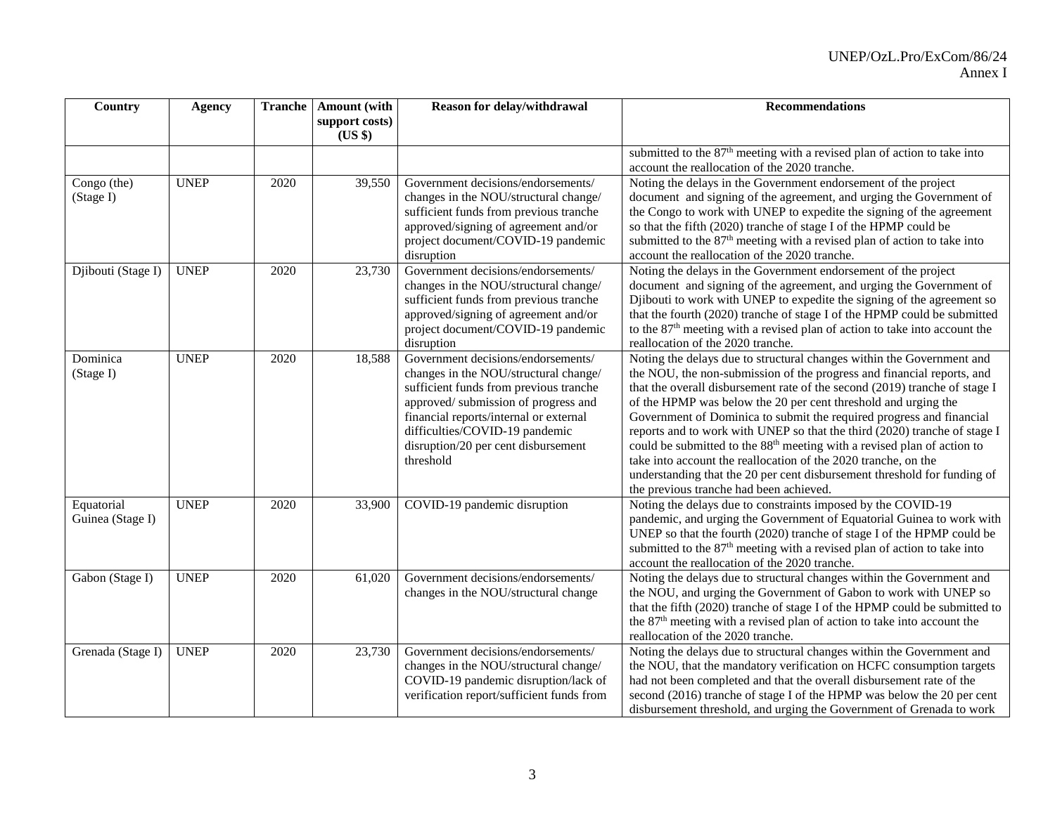| Country | Agency | Tranche | Amount (with support costs) (US $) | Reason for delay/withdrawal | Recommendations |
|---|---|---|---|---|---|
| | | | | | submitted to the 87th meeting with a revised plan of action to take into account the reallocation of the 2020 tranche. |
| Congo (the) (Stage I) | UNEP | 2020 | 39,550 | Government decisions/endorsements/ changes in the NOU/structural change/ sufficient funds from previous tranche approved/signing of agreement and/or project document/COVID-19 pandemic disruption | Noting the delays in the Government endorsement of the project document and signing of the agreement, and urging the Government of the Congo to work with UNEP to expedite the signing of the agreement so that the fifth (2020) tranche of stage I of the HPMP could be submitted to the 87th meeting with a revised plan of action to take into account the reallocation of the 2020 tranche. |
| Djibouti (Stage I) | UNEP | 2020 | 23,730 | Government decisions/endorsements/ changes in the NOU/structural change/ sufficient funds from previous tranche approved/signing of agreement and/or project document/COVID-19 pandemic disruption | Noting the delays in the Government endorsement of the project document and signing of the agreement, and urging the Government of Djibouti to work with UNEP to expedite the signing of the agreement so that the fourth (2020) tranche of stage I of the HPMP could be submitted to the 87th meeting with a revised plan of action to take into account the reallocation of the 2020 tranche. |
| Dominica (Stage I) | UNEP | 2020 | 18,588 | Government decisions/endorsements/ changes in the NOU/structural change/ sufficient funds from previous tranche approved/ submission of progress and financial reports/internal or external difficulties/COVID-19 pandemic disruption/20 per cent disbursement threshold | Noting the delays due to structural changes within the Government and the NOU, the non-submission of the progress and financial reports, and that the overall disbursement rate of the second (2019) tranche of stage I of the HPMP was below the 20 per cent threshold and urging the Government of Dominica to submit the required progress and financial reports and to work with UNEP so that the third (2020) tranche of stage I could be submitted to the 88th meeting with a revised plan of action to take into account the reallocation of the 2020 tranche, on the understanding that the 20 per cent disbursement threshold for funding of the previous tranche had been achieved. |
| Equatorial Guinea (Stage I) | UNEP | 2020 | 33,900 | COVID-19 pandemic disruption | Noting the delays due to constraints imposed by the COVID-19 pandemic, and urging the Government of Equatorial Guinea to work with UNEP so that the fourth (2020) tranche of stage I of the HPMP could be submitted to the 87th meeting with a revised plan of action to take into account the reallocation of the 2020 tranche. |
| Gabon (Stage I) | UNEP | 2020 | 61,020 | Government decisions/endorsements/ changes in the NOU/structural change | Noting the delays due to structural changes within the Government and the NOU, and urging the Government of Gabon to work with UNEP so that the fifth (2020) tranche of stage I of the HPMP could be submitted to the 87th meeting with a revised plan of action to take into account the reallocation of the 2020 tranche. |
| Grenada (Stage I) | UNEP | 2020 | 23,730 | Government decisions/endorsements/ changes in the NOU/structural change/ COVID-19 pandemic disruption/lack of verification report/sufficient funds from | Noting the delays due to structural changes within the Government and the NOU, that the mandatory verification on HCFC consumption targets had not been completed and that the overall disbursement rate of the second (2016) tranche of stage I of the HPMP was below the 20 per cent disbursement threshold, and urging the Government of Grenada to work |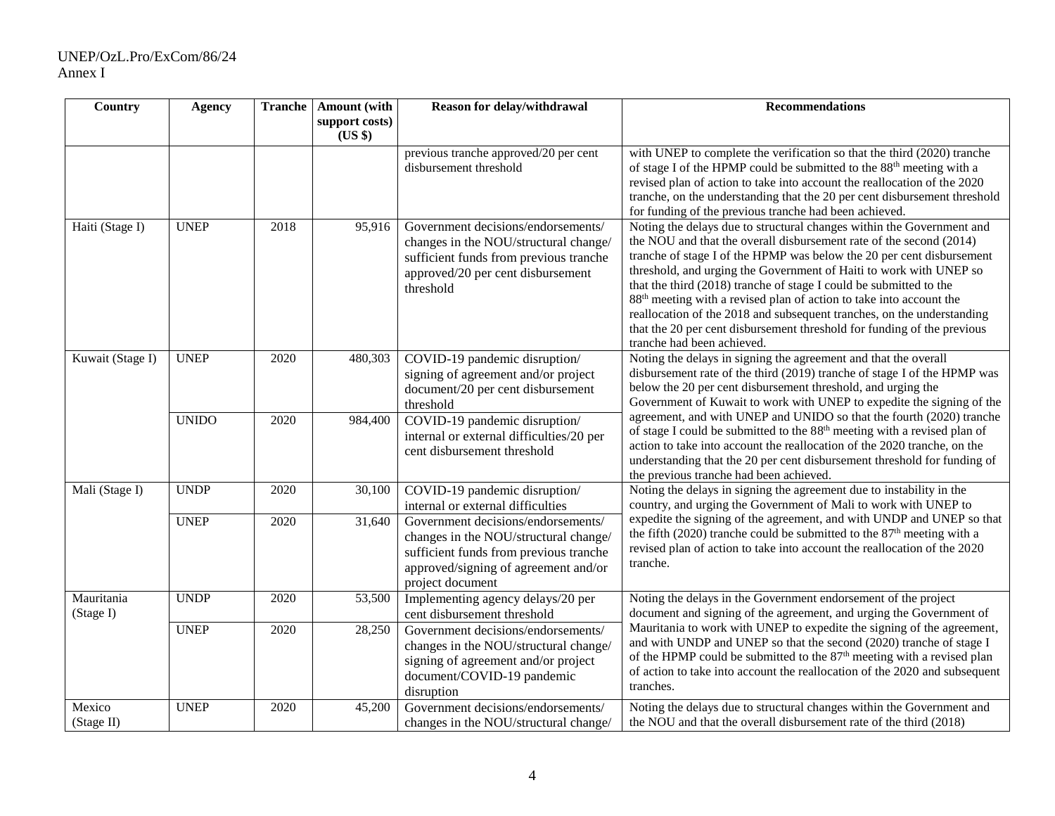| Country | Agency | Tranche | Amount (with support costs) (US $) | Reason for delay/withdrawal | Recommendations |
|---|---|---|---|---|---|
| | | | | previous tranche approved/20 per cent disbursement threshold | with UNEP to complete the verification so that the third (2020) tranche of stage I of the HPMP could be submitted to the 88th meeting with a revised plan of action to take into account the reallocation of the 2020 tranche, on the understanding that the 20 per cent disbursement threshold for funding of the previous tranche had been achieved. |
| Haiti (Stage I) | UNEP | 2018 | 95,916 | Government decisions/endorsements/ changes in the NOU/structural change/ sufficient funds from previous tranche approved/20 per cent disbursement threshold | Noting the delays due to structural changes within the Government and the NOU and that the overall disbursement rate of the second (2014) tranche of stage I of the HPMP was below the 20 per cent disbursement threshold, and urging the Government of Haiti to work with UNEP so that the third (2018) tranche of stage I could be submitted to the 88th meeting with a revised plan of action to take into account the reallocation of the 2018 and subsequent tranches, on the understanding that the 20 per cent disbursement threshold for funding of the previous tranche had been achieved. |
| Kuwait (Stage I) | UNEP | 2020 | 480,303 | COVID-19 pandemic disruption/ signing of agreement and/or project document/20 per cent disbursement threshold | Noting the delays in signing the agreement and that the overall disbursement rate of the third (2019) tranche of stage I of the HPMP was below the 20 per cent disbursement threshold, and urging the Government of Kuwait to work with UNEP to expedite the signing of the agreement, and with UNEP and UNIDO so that the fourth (2020) tranche of stage I could be submitted to the 88th meeting with a revised plan of action to take into account the reallocation of the 2020 tranche, on the understanding that the 20 per cent disbursement threshold for funding of the previous tranche had been achieved. |
| | UNIDO | 2020 | 984,400 | COVID-19 pandemic disruption/ internal or external difficulties/20 per cent disbursement threshold | |
| Mali (Stage I) | UNDP | 2020 | 30,100 | COVID-19 pandemic disruption/ internal or external difficulties | Noting the delays in signing the agreement due to instability in the country, and urging the Government of Mali to work with UNEP to expedite the signing of the agreement, and with UNDP and UNEP so that the fifth (2020) tranche could be submitted to the 87th meeting with a revised plan of action to take into account the reallocation of the 2020 tranche. |
| | UNEP | 2020 | 31,640 | Government decisions/endorsements/ changes in the NOU/structural change/ sufficient funds from previous tranche approved/signing of agreement and/or project document | |
| Mauritania (Stage I) | UNDP | 2020 | 53,500 | Implementing agency delays/20 per cent disbursement threshold | Noting the delays in the Government endorsement of the project document and signing of the agreement, and urging the Government of Mauritania to work with UNEP to expedite the signing of the agreement, and with UNDP and UNEP so that the second (2020) tranche of stage I of the HPMP could be submitted to the 87th meeting with a revised plan of action to take into account the reallocation of the 2020 and subsequent tranches. |
| | UNEP | 2020 | 28,250 | Government decisions/endorsements/ changes in the NOU/structural change/ signing of agreement and/or project document/COVID-19 pandemic disruption | |
| Mexico (Stage II) | UNEP | 2020 | 45,200 | Government decisions/endorsements/ changes in the NOU/structural change/ | Noting the delays due to structural changes within the Government and the NOU and that the overall disbursement rate of the third (2018) |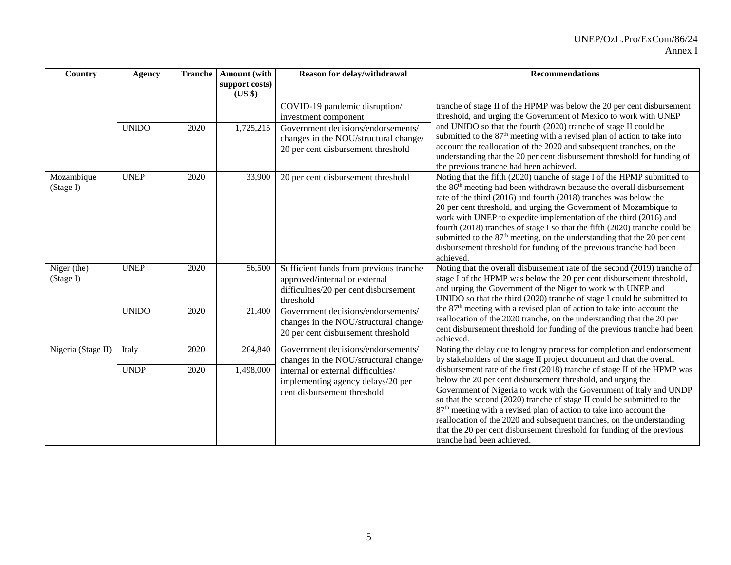| Country | Agency | Tranche | Amount (with support costs) (US $) | Reason for delay/withdrawal | Recommendations |
|---|---|---|---|---|---|
| | | | | COVID-19 pandemic disruption/ investment component | tranche of stage II of the HPMP was below the 20 per cent disbursement threshold, and urging the Government of Mexico to work with UNEP and UNIDO so that the fourth (2020) tranche of stage II could be submitted to the 87th meeting with a revised plan of action to take into account the reallocation of the 2020 and subsequent tranches, on the understanding that the 20 per cent disbursement threshold for funding of the previous tranche had been achieved. |
| | UNIDO | 2020 | 1,725,215 | Government decisions/endorsements/ changes in the NOU/structural change/ 20 per cent disbursement threshold | |
| Mozambique (Stage I) | UNEP | 2020 | 33,900 | 20 per cent disbursement threshold | Noting that the fifth (2020) tranche of stage I of the HPMP submitted to the 86th meeting had been withdrawn because the overall disbursement rate of the third (2016) and fourth (2018) tranches was below the 20 per cent threshold, and urging the Government of Mozambique to work with UNEP to expedite implementation of the third (2016) and fourth (2018) tranches of stage I so that the fifth (2020) tranche could be submitted to the 87th meeting, on the understanding that the 20 per cent disbursement threshold for funding of the previous tranche had been achieved. |
| Niger (the) (Stage I) | UNEP | 2020 | 56,500 | Sufficient funds from previous tranche approved/internal or external difficulties/20 per cent disbursement threshold | Noting that the overall disbursement rate of the second (2019) tranche of stage I of the HPMP was below the 20 per cent disbursement threshold, and urging the Government of the Niger to work with UNEP and UNIDO so that the third (2020) tranche of stage I could be submitted to the 87th meeting with a revised plan of action to take into account the reallocation of the 2020 tranche, on the understanding that the 20 per cent disbursement threshold for funding of the previous tranche had been achieved. |
| | UNIDO | 2020 | 21,400 | Government decisions/endorsements/ changes in the NOU/structural change/ 20 per cent disbursement threshold | |
| Nigeria (Stage II) | Italy | 2020 | 264,840 | Government decisions/endorsements/ changes in the NOU/structural change/ internal or external difficulties/ implementing agency delays/20 per cent disbursement threshold | Noting the delay due to lengthy process for completion and endorsement by stakeholders of the stage II project document and that the overall disbursement rate of the first (2018) tranche of stage II of the HPMP was below the 20 per cent disbursement threshold, and urging the Government of Nigeria to work with the Government of Italy and UNDP so that the second (2020) tranche of stage II could be submitted to the 87th meeting with a revised plan of action to take into account the reallocation of the 2020 and subsequent tranches, on the understanding that the 20 per cent disbursement threshold for funding of the previous tranche had been achieved. |
| | UNDP | 2020 | 1,498,000 | | |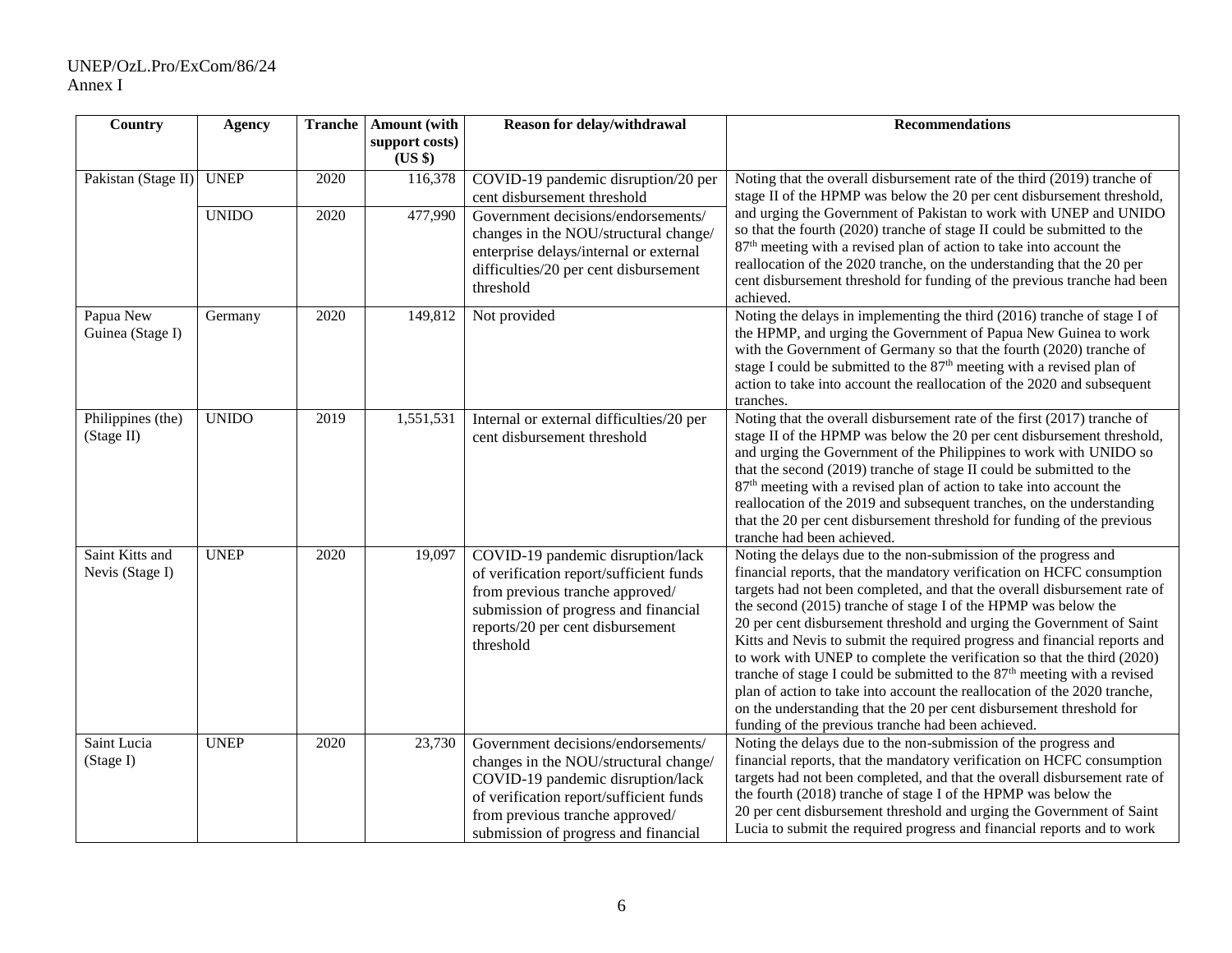| Country | Agency | Tranche | Amount (with support costs) (US $) | Reason for delay/withdrawal | Recommendations |
|---|---|---|---|---|---|
| Pakistan (Stage II) | UNEP | 2020 | 116,378 | COVID-19 pandemic disruption/20 per cent disbursement threshold | Noting that the overall disbursement rate of the third (2019) tranche of stage II of the HPMP was below the 20 per cent disbursement threshold, and urging the Government of Pakistan to work with UNEP and UNIDO so that the fourth (2020) tranche of stage II could be submitted to the 87th meeting with a revised plan of action to take into account the reallocation of the 2020 tranche, on the understanding that the 20 per cent disbursement threshold for funding of the previous tranche had been achieved. |
| | UNIDO | 2020 | 477,990 | Government decisions/endorsements/ changes in the NOU/structural change/ enterprise delays/internal or external difficulties/20 per cent disbursement threshold | |
| Papua New Guinea (Stage I) | Germany | 2020 | 149,812 | Not provided | Noting the delays in implementing the third (2016) tranche of stage I of the HPMP, and urging the Government of Papua New Guinea to work with the Government of Germany so that the fourth (2020) tranche of stage I could be submitted to the 87th meeting with a revised plan of action to take into account the reallocation of the 2020 and subsequent tranches. |
| Philippines (the) (Stage II) | UNIDO | 2019 | 1,551,531 | Internal or external difficulties/20 per cent disbursement threshold | Noting that the overall disbursement rate of the first (2017) tranche of stage II of the HPMP was below the 20 per cent disbursement threshold, and urging the Government of the Philippines to work with UNIDO so that the second (2019) tranche of stage II could be submitted to the 87th meeting with a revised plan of action to take into account the reallocation of the 2019 and subsequent tranches, on the understanding that the 20 per cent disbursement threshold for funding of the previous tranche had been achieved. |
| Saint Kitts and Nevis (Stage I) | UNEP | 2020 | 19,097 | COVID-19 pandemic disruption/lack of verification report/sufficient funds from previous tranche approved/ submission of progress and financial reports/20 per cent disbursement threshold | Noting the delays due to the non-submission of the progress and financial reports, that the mandatory verification on HCFC consumption targets had not been completed, and that the overall disbursement rate of the second (2015) tranche of stage I of the HPMP was below the 20 per cent disbursement threshold and urging the Government of Saint Kitts and Nevis to submit the required progress and financial reports and to work with UNEP to complete the verification so that the third (2020) tranche of stage I could be submitted to the 87th meeting with a revised plan of action to take into account the reallocation of the 2020 tranche, on the understanding that the 20 per cent disbursement threshold for funding of the previous tranche had been achieved. |
| Saint Lucia (Stage I) | UNEP | 2020 | 23,730 | Government decisions/endorsements/ changes in the NOU/structural change/ COVID-19 pandemic disruption/lack of verification report/sufficient funds from previous tranche approved/ submission of progress and financial | Noting the delays due to the non-submission of the progress and financial reports, that the mandatory verification on HCFC consumption targets had not been completed, and that the overall disbursement rate of the fourth (2018) tranche of stage I of the HPMP was below the 20 per cent disbursement threshold and urging the Government of Saint Lucia to submit the required progress and financial reports and to work |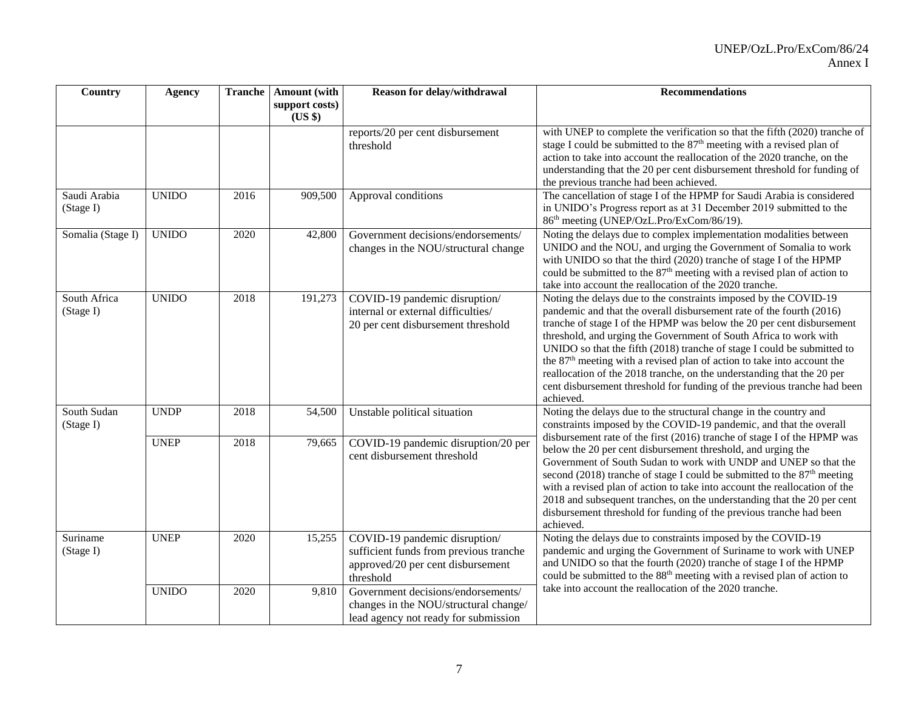| Country | Agency | Tranche | Amount (with support costs) (US $) | Reason for delay/withdrawal | Recommendations |
|---|---|---|---|---|---|
| | | | | reports/20 per cent disbursement threshold | with UNEP to complete the verification so that the fifth (2020) tranche of stage I could be submitted to the 87th meeting with a revised plan of action to take into account the reallocation of the 2020 tranche, on the understanding that the 20 per cent disbursement threshold for funding of the previous tranche had been achieved. |
| Saudi Arabia (Stage I) | UNIDO | 2016 | 909,500 | Approval conditions | The cancellation of stage I of the HPMP for Saudi Arabia is considered in UNIDO's Progress report as at 31 December 2019 submitted to the 86th meeting (UNEP/OzL.Pro/ExCom/86/19). |
| Somalia (Stage I) | UNIDO | 2020 | 42,800 | Government decisions/endorsements/ changes in the NOU/structural change | Noting the delays due to complex implementation modalities between UNIDO and the NOU, and urging the Government of Somalia to work with UNIDO so that the third (2020) tranche of stage I of the HPMP could be submitted to the 87th meeting with a revised plan of action to take into account the reallocation of the 2020 tranche. |
| South Africa (Stage I) | UNIDO | 2018 | 191,273 | COVID-19 pandemic disruption/ internal or external difficulties/ 20 per cent disbursement threshold | Noting the delays due to the constraints imposed by the COVID-19 pandemic and that the overall disbursement rate of the fourth (2016) tranche of stage I of the HPMP was below the 20 per cent disbursement threshold, and urging the Government of South Africa to work with UNIDO so that the fifth (2018) tranche of stage I could be submitted to the 87th meeting with a revised plan of action to take into account the reallocation of the 2018 tranche, on the understanding that the 20 per cent disbursement threshold for funding of the previous tranche had been achieved. |
| South Sudan (Stage I) | UNDP | 2018 | 54,500 | Unstable political situation | Noting the delays due to the structural change in the country and constraints imposed by the COVID-19 pandemic, and that the overall disbursement rate of the first (2016) tranche of stage I of the HPMP was below the 20 per cent disbursement threshold, and urging the Government of South Sudan to work with UNDP and UNEP so that the second (2018) tranche of stage I could be submitted to the 87th meeting with a revised plan of action to take into account the reallocation of the 2018 and subsequent tranches, on the understanding that the 20 per cent disbursement threshold for funding of the previous tranche had been achieved. |
| | UNEP | 2018 | 79,665 | COVID-19 pandemic disruption/20 per cent disbursement threshold | |
| Suriname (Stage I) | UNEP | 2020 | 15,255 | COVID-19 pandemic disruption/ sufficient funds from previous tranche approved/20 per cent disbursement threshold | Noting the delays due to constraints imposed by the COVID-19 pandemic and urging the Government of Suriname to work with UNEP and UNIDO so that the fourth (2020) tranche of stage I of the HPMP could be submitted to the 88th meeting with a revised plan of action to take into account the reallocation of the 2020 tranche. |
| | UNIDO | 2020 | 9,810 | Government decisions/endorsements/ changes in the NOU/structural change/ lead agency not ready for submission | |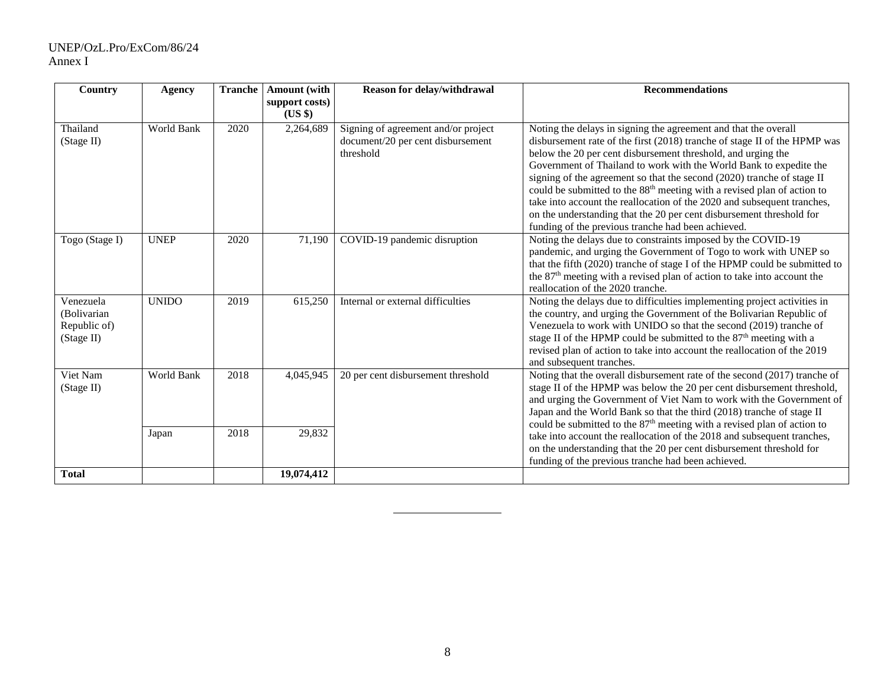| Country | Agency | Tranche | Amount (with support costs) (US $) | Reason for delay/withdrawal | Recommendations |
|---|---|---|---|---|---|
| Thailand (Stage II) | World Bank | 2020 | 2,264,689 | Signing of agreement and/or project document/20 per cent disbursement threshold | Noting the delays in signing the agreement and that the overall disbursement rate of the first (2018) tranche of stage II of the HPMP was below the 20 per cent disbursement threshold, and urging the Government of Thailand to work with the World Bank to expedite the signing of the agreement so that the second (2020) tranche of stage II could be submitted to the 88th meeting with a revised plan of action to take into account the reallocation of the 2020 and subsequent tranches, on the understanding that the 20 per cent disbursement threshold for funding of the previous tranche had been achieved. |
| Togo (Stage I) | UNEP | 2020 | 71,190 | COVID-19 pandemic disruption | Noting the delays due to constraints imposed by the COVID-19 pandemic, and urging the Government of Togo to work with UNEP so that the fifth (2020) tranche of stage I of the HPMP could be submitted to the 87th meeting with a revised plan of action to take into account the reallocation of the 2020 tranche. |
| Venezuela (Bolivarian Republic of) (Stage II) | UNIDO | 2019 | 615,250 | Internal or external difficulties | Noting the delays due to difficulties implementing project activities in the country, and urging the Government of the Bolivarian Republic of Venezuela to work with UNIDO so that the second (2019) tranche of stage II of the HPMP could be submitted to the 87th meeting with a revised plan of action to take into account the reallocation of the 2019 and subsequent tranches. |
| Viet Nam (Stage II) | World Bank | 2018 | 4,045,945 | 20 per cent disbursement threshold | Noting that the overall disbursement rate of the second (2017) tranche of stage II of the HPMP was below the 20 per cent disbursement threshold, and urging the Government of Viet Nam to work with the Government of Japan and the World Bank so that the third (2018) tranche of stage II could be submitted to the 87th meeting with a revised plan of action to take into account the reallocation of the 2018 and subsequent tranches, on the understanding that the 20 per cent disbursement threshold for funding of the previous tranche had been achieved. |
| | Japan | 2018 | 29,832 | | |
| **Total** | | | **19,074,412** | | |